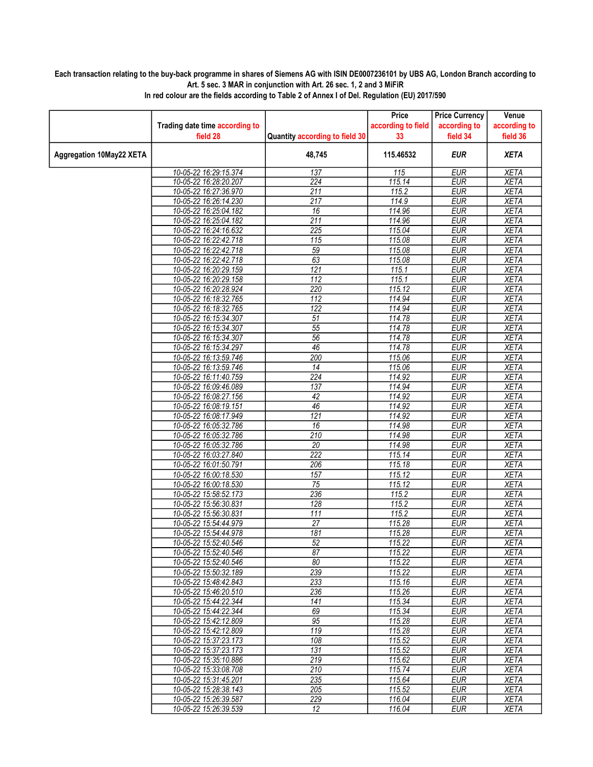**Each transaction relating to the buy-back programme in shares of Siemens AG with ISIN DE0007236101 by UBS AG, London Branch according to Art. 5 sec. 3 MAR in conjunction with Art. 26 sec. 1, 2 and 3 MiFiR**

**In red colour are the fields according to Table 2 of Annex I of Del. Regulation (EU) 2017/590**

| | Trading date time according to field 28 | Quantity according to field 30 | Price according to field 33 | Price Currency according to field 34 | Venue according to field 36 |
|---|---|---|---|---|---|
| **Aggregation 10May22 XETA** | | **48,745** | **115.46532** | ***EUR*** | ***XETA*** |
| | 10-05-22 16:29:15.374 | 137 | 115 | EUR | XETA |
| | 10-05-22 16:28:20.207 | 224 | 115.14 | EUR | XETA |
| | 10-05-22 16:27:36.970 | 211 | 115.2 | EUR | XETA |
| | 10-05-22 16:26:14.230 | 217 | 114.9 | EUR | XETA |
| | 10-05-22 16:25:04.182 | 16 | 114.96 | EUR | XETA |
| | 10-05-22 16:25:04.182 | 211 | 114.96 | EUR | XETA |
| | 10-05-22 16:24:16.632 | 225 | 115.04 | EUR | XETA |
| | 10-05-22 16:22:42.718 | 115 | 115.08 | EUR | XETA |
| | 10-05-22 16:22:42.718 | 59 | 115.08 | EUR | XETA |
| | 10-05-22 16:22:42.718 | 63 | 115.08 | EUR | XETA |
| | 10-05-22 16:20:29.159 | 121 | 115.1 | EUR | XETA |
| | 10-05-22 16:20:29.158 | 112 | 115.1 | EUR | XETA |
| | 10-05-22 16:20:28.924 | 220 | 115.12 | EUR | XETA |
| | 10-05-22 16:18:32.765 | 112 | 114.94 | EUR | XETA |
| | 10-05-22 16:18:32.765 | 122 | 114.94 | EUR | XETA |
| | 10-05-22 16:15:34.307 | 51 | 114.78 | EUR | XETA |
| | 10-05-22 16:15:34.307 | 55 | 114.78 | EUR | XETA |
| | 10-05-22 16:15:34.307 | 56 | 114.78 | EUR | XETA |
| | 10-05-22 16:15:34.297 | 46 | 114.78 | EUR | XETA |
| | 10-05-22 16:13:59.746 | 200 | 115.06 | EUR | XETA |
| | 10-05-22 16:13:59.746 | 14 | 115.06 | EUR | XETA |
| | 10-05-22 16:11:40.759 | 224 | 114.92 | EUR | XETA |
| | 10-05-22 16:09:46.089 | 137 | 114.94 | EUR | XETA |
| | 10-05-22 16:08:27.156 | 42 | 114.92 | EUR | XETA |
| | 10-05-22 16:08:19.151 | 46 | 114.92 | EUR | XETA |
| | 10-05-22 16:08:17.949 | 121 | 114.92 | EUR | XETA |
| | 10-05-22 16:05:32.786 | 16 | 114.98 | EUR | XETA |
| | 10-05-22 16:05:32.786 | 210 | 114.98 | EUR | XETA |
| | 10-05-22 16:05:32.786 | 20 | 114.98 | EUR | XETA |
| | 10-05-22 16:03:27.840 | 222 | 115.14 | EUR | XETA |
| | 10-05-22 16:01:50.791 | 206 | 115.18 | EUR | XETA |
| | 10-05-22 16:00:18.530 | 157 | 115.12 | EUR | XETA |
| | 10-05-22 16:00:18.530 | 75 | 115.12 | EUR | XETA |
| | 10-05-22 15:58:52.173 | 236 | 115.2 | EUR | XETA |
| | 10-05-22 15:56:30.831 | 128 | 115.2 | EUR | XETA |
| | 10-05-22 15:56:30.831 | 111 | 115.2 | EUR | XETA |
| | 10-05-22 15:54:44.979 | 27 | 115.28 | EUR | XETA |
| | 10-05-22 15:54:44.978 | 181 | 115.28 | EUR | XETA |
| | 10-05-22 15:52:40.546 | 52 | 115.22 | EUR | XETA |
| | 10-05-22 15:52:40.546 | 87 | 115.22 | EUR | XETA |
| | 10-05-22 15:52:40.546 | 80 | 115.22 | EUR | XETA |
| | 10-05-22 15:50:32.189 | 239 | 115.22 | EUR | XETA |
| | 10-05-22 15:48:42.843 | 233 | 115.16 | EUR | XETA |
| | 10-05-22 15:46:20.510 | 236 | 115.26 | EUR | XETA |
| | 10-05-22 15:44:22.344 | 141 | 115.34 | EUR | XETA |
| | 10-05-22 15:44:22.344 | 69 | 115.34 | EUR | XETA |
| | 10-05-22 15:42:12.809 | 95 | 115.28 | EUR | XETA |
| | 10-05-22 15:42:12.809 | 119 | 115.28 | EUR | XETA |
| | 10-05-22 15:37:23.173 | 108 | 115.52 | EUR | XETA |
| | 10-05-22 15:37:23.173 | 131 | 115.52 | EUR | XETA |
| | 10-05-22 15:35:10.886 | 219 | 115.62 | EUR | XETA |
| | 10-05-22 15:33:08.708 | 210 | 115.74 | EUR | XETA |
| | 10-05-22 15:31:45.201 | 235 | 115.64 | EUR | XETA |
| | 10-05-22 15:28:38.143 | 205 | 115.52 | EUR | XETA |
| | 10-05-22 15:26:39.587 | 229 | 116.04 | EUR | XETA |
| | 10-05-22 15:26:39.539 | 12 | 116.04 | EUR | XETA |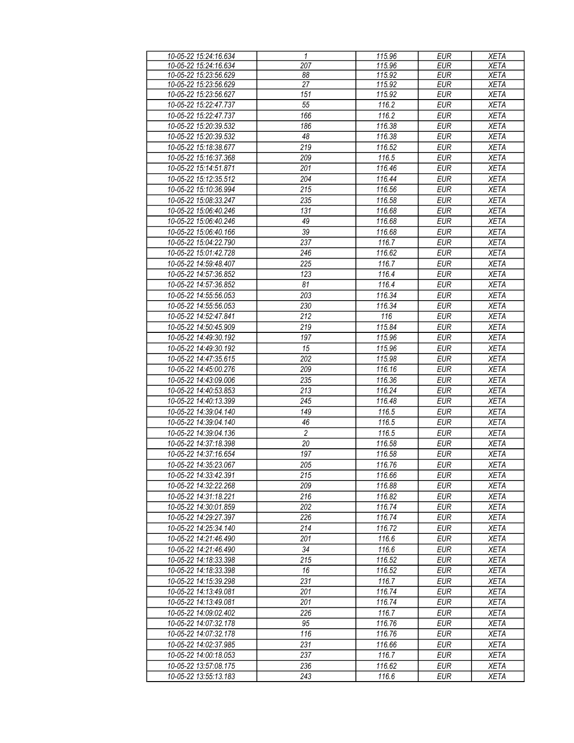| 10-05-22 15:24:16.634 | 1 | 115.96 | EUR | XETA |
|---|---|---|---|---|
| 10-05-22 15:24:16.634 | 207 | 115.96 | EUR | XETA |
| 10-05-22 15:23:56.629 | 88 | 115.92 | EUR | XETA |
| 10-05-22 15:23:56.629 | 27 | 115.92 | EUR | XETA |
| 10-05-22 15:23:56.627 | 151 | 115.92 | EUR | XETA |
| 10-05-22 15:22:47.737 | 55 | 116.2 | EUR | XETA |
| 10-05-22 15:22:47.737 | 166 | 116.2 | EUR | XETA |
| 10-05-22 15:20:39.532 | 186 | 116.38 | EUR | XETA |
| 10-05-22 15:20:39.532 | 48 | 116.38 | EUR | XETA |
| 10-05-22 15:18:38.677 | 219 | 116.52 | EUR | XETA |
| 10-05-22 15:16:37.368 | 209 | 116.5 | EUR | XETA |
| 10-05-22 15:14:51.871 | 201 | 116.46 | EUR | XETA |
| 10-05-22 15:12:35.512 | 204 | 116.44 | EUR | XETA |
| 10-05-22 15:10:36.994 | 215 | 116.56 | EUR | XETA |
| 10-05-22 15:08:33.247 | 235 | 116.58 | EUR | XETA |
| 10-05-22 15:06:40.246 | 131 | 116.68 | EUR | XETA |
| 10-05-22 15:06:40.246 | 49 | 116.68 | EUR | XETA |
| 10-05-22 15:06:40.166 | 39 | 116.68 | EUR | XETA |
| 10-05-22 15:04:22.790 | 237 | 116.7 | EUR | XETA |
| 10-05-22 15:01:42.728 | 246 | 116.62 | EUR | XETA |
| 10-05-22 14:59:48.407 | 225 | 116.7 | EUR | XETA |
| 10-05-22 14:57:36.852 | 123 | 116.4 | EUR | XETA |
| 10-05-22 14:57:36.852 | 81 | 116.4 | EUR | XETA |
| 10-05-22 14:55:56.053 | 203 | 116.34 | EUR | XETA |
| 10-05-22 14:55:56.053 | 230 | 116.34 | EUR | XETA |
| 10-05-22 14:52:47.841 | 212 | 116 | EUR | XETA |
| 10-05-22 14:50:45.909 | 219 | 115.84 | EUR | XETA |
| 10-05-22 14:49:30.192 | 197 | 115.96 | EUR | XETA |
| 10-05-22 14:49:30.192 | 15 | 115.96 | EUR | XETA |
| 10-05-22 14:47:35.615 | 202 | 115.98 | EUR | XETA |
| 10-05-22 14:45:00.276 | 209 | 116.16 | EUR | XETA |
| 10-05-22 14:43:09.006 | 235 | 116.36 | EUR | XETA |
| 10-05-22 14:40:53.853 | 213 | 116.24 | EUR | XETA |
| 10-05-22 14:40:13.399 | 245 | 116.48 | EUR | XETA |
| 10-05-22 14:39:04.140 | 149 | 116.5 | EUR | XETA |
| 10-05-22 14:39:04.140 | 46 | 116.5 | EUR | XETA |
| 10-05-22 14:39:04.136 | 2 | 116.5 | EUR | XETA |
| 10-05-22 14:37:18.398 | 20 | 116.58 | EUR | XETA |
| 10-05-22 14:37:16.654 | 197 | 116.58 | EUR | XETA |
| 10-05-22 14:35:23.067 | 205 | 116.76 | EUR | XETA |
| 10-05-22 14:33:42.391 | 215 | 116.66 | EUR | XETA |
| 10-05-22 14:32:22.268 | 209 | 116.88 | EUR | XETA |
| 10-05-22 14:31:18.221 | 216 | 116.82 | EUR | XETA |
| 10-05-22 14:30:01.859 | 202 | 116.74 | EUR | XETA |
| 10-05-22 14:29:27.397 | 226 | 116.74 | EUR | XETA |
| 10-05-22 14:25:34.140 | 214 | 116.72 | EUR | XETA |
| 10-05-22 14:21:46.490 | 201 | 116.6 | EUR | XETA |
| 10-05-22 14:21:46.490 | 34 | 116.6 | EUR | XETA |
| 10-05-22 14:18:33.398 | 215 | 116.52 | EUR | XETA |
| 10-05-22 14:18:33.398 | 16 | 116.52 | EUR | XETA |
| 10-05-22 14:15:39.298 | 231 | 116.7 | EUR | XETA |
| 10-05-22 14:13:49.081 | 201 | 116.74 | EUR | XETA |
| 10-05-22 14:13:49.081 | 201 | 116.74 | EUR | XETA |
| 10-05-22 14:09:02.402 | 226 | 116.7 | EUR | XETA |
| 10-05-22 14:07:32.178 | 95 | 116.76 | EUR | XETA |
| 10-05-22 14:07:32.178 | 116 | 116.76 | EUR | XETA |
| 10-05-22 14:02:37.985 | 231 | 116.66 | EUR | XETA |
| 10-05-22 14:00:18.053 | 237 | 116.7 | EUR | XETA |
| 10-05-22 13:57:08.175 | 236 | 116.62 | EUR | XETA |
| 10-05-22 13:55:13.183 | 243 | 116.6 | EUR | XETA |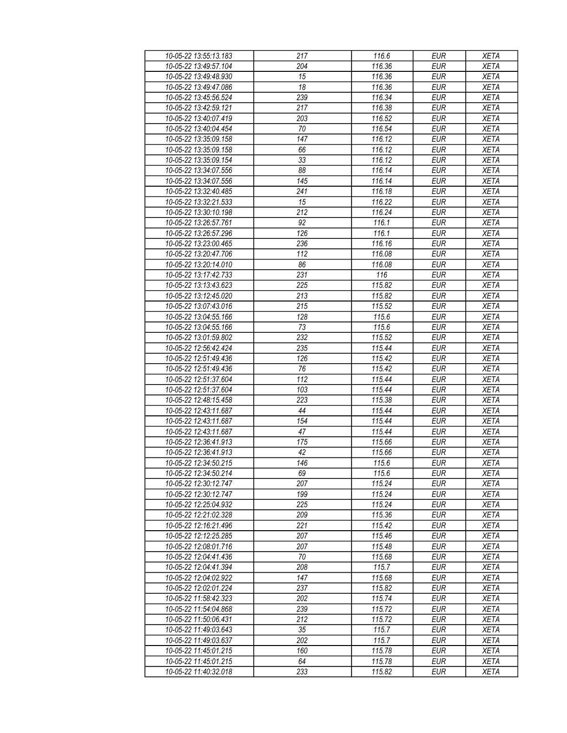| | | | | |
|---|---|---|---|---|
| 10-05-22 13:55:13.183 | 217 | 116.6 | EUR | XETA |
| 10-05-22 13:49:57.104 | 204 | 116.36 | EUR | XETA |
| 10-05-22 13:49:48.930 | 15 | 116.36 | EUR | XETA |
| 10-05-22 13:49:47.086 | 18 | 116.36 | EUR | XETA |
| 10-05-22 13:45:56.524 | 239 | 116.34 | EUR | XETA |
| 10-05-22 13:42:59.121 | 217 | 116.38 | EUR | XETA |
| 10-05-22 13:40:07.419 | 203 | 116.52 | EUR | XETA |
| 10-05-22 13:40:04.454 | 70 | 116.54 | EUR | XETA |
| 10-05-22 13:35:09.158 | 147 | 116.12 | EUR | XETA |
| 10-05-22 13:35:09.158 | 66 | 116.12 | EUR | XETA |
| 10-05-22 13:35:09.154 | 33 | 116.12 | EUR | XETA |
| 10-05-22 13:34:07.556 | 88 | 116.14 | EUR | XETA |
| 10-05-22 13:34:07.556 | 145 | 116.14 | EUR | XETA |
| 10-05-22 13:32:40.485 | 241 | 116.18 | EUR | XETA |
| 10-05-22 13:32:21.533 | 15 | 116.22 | EUR | XETA |
| 10-05-22 13:30:10.198 | 212 | 116.24 | EUR | XETA |
| 10-05-22 13:26:57.761 | 92 | 116.1 | EUR | XETA |
| 10-05-22 13:26:57.296 | 126 | 116.1 | EUR | XETA |
| 10-05-22 13:23:00.465 | 236 | 116.16 | EUR | XETA |
| 10-05-22 13:20:47.706 | 112 | 116.08 | EUR | XETA |
| 10-05-22 13:20:14.010 | 86 | 116.08 | EUR | XETA |
| 10-05-22 13:17:42.733 | 231 | 116 | EUR | XETA |
| 10-05-22 13:13:43.623 | 225 | 115.82 | EUR | XETA |
| 10-05-22 13:12:45.020 | 213 | 115.82 | EUR | XETA |
| 10-05-22 13:07:43.016 | 215 | 115.52 | EUR | XETA |
| 10-05-22 13:04:55.166 | 128 | 115.6 | EUR | XETA |
| 10-05-22 13:04:55.166 | 73 | 115.6 | EUR | XETA |
| 10-05-22 13:01:59.802 | 232 | 115.52 | EUR | XETA |
| 10-05-22 12:56:42.424 | 235 | 115.44 | EUR | XETA |
| 10-05-22 12:51:49.436 | 126 | 115.42 | EUR | XETA |
| 10-05-22 12:51:49.436 | 76 | 115.42 | EUR | XETA |
| 10-05-22 12:51:37.604 | 112 | 115.44 | EUR | XETA |
| 10-05-22 12:51:37.604 | 103 | 115.44 | EUR | XETA |
| 10-05-22 12:48:15.458 | 223 | 115.38 | EUR | XETA |
| 10-05-22 12:43:11.687 | 44 | 115.44 | EUR | XETA |
| 10-05-22 12:43:11.687 | 154 | 115.44 | EUR | XETA |
| 10-05-22 12:43:11.687 | 47 | 115.44 | EUR | XETA |
| 10-05-22 12:36:41.913 | 175 | 115.66 | EUR | XETA |
| 10-05-22 12:36:41.913 | 42 | 115.66 | EUR | XETA |
| 10-05-22 12:34:50.215 | 146 | 115.6 | EUR | XETA |
| 10-05-22 12:34:50.214 | 69 | 115.6 | EUR | XETA |
| 10-05-22 12:30:12.747 | 207 | 115.24 | EUR | XETA |
| 10-05-22 12:30:12.747 | 199 | 115.24 | EUR | XETA |
| 10-05-22 12:25:04.932 | 225 | 115.24 | EUR | XETA |
| 10-05-22 12:21:02.328 | 209 | 115.36 | EUR | XETA |
| 10-05-22 12:16:21.496 | 221 | 115.42 | EUR | XETA |
| 10-05-22 12:12:25.285 | 207 | 115.46 | EUR | XETA |
| 10-05-22 12:08:01.716 | 207 | 115.48 | EUR | XETA |
| 10-05-22 12:04:41.436 | 70 | 115.68 | EUR | XETA |
| 10-05-22 12:04:41.394 | 208 | 115.7 | EUR | XETA |
| 10-05-22 12:04:02.922 | 147 | 115.68 | EUR | XETA |
| 10-05-22 12:02:01.224 | 237 | 115.82 | EUR | XETA |
| 10-05-22 11:58:42.323 | 202 | 115.74 | EUR | XETA |
| 10-05-22 11:54:04.868 | 239 | 115.72 | EUR | XETA |
| 10-05-22 11:50:06.431 | 212 | 115.72 | EUR | XETA |
| 10-05-22 11:49:03.643 | 35 | 115.7 | EUR | XETA |
| 10-05-22 11:49:03.637 | 202 | 115.7 | EUR | XETA |
| 10-05-22 11:45:01.215 | 160 | 115.78 | EUR | XETA |
| 10-05-22 11:45:01.215 | 64 | 115.78 | EUR | XETA |
| 10-05-22 11:40:32.018 | 233 | 115.82 | EUR | XETA |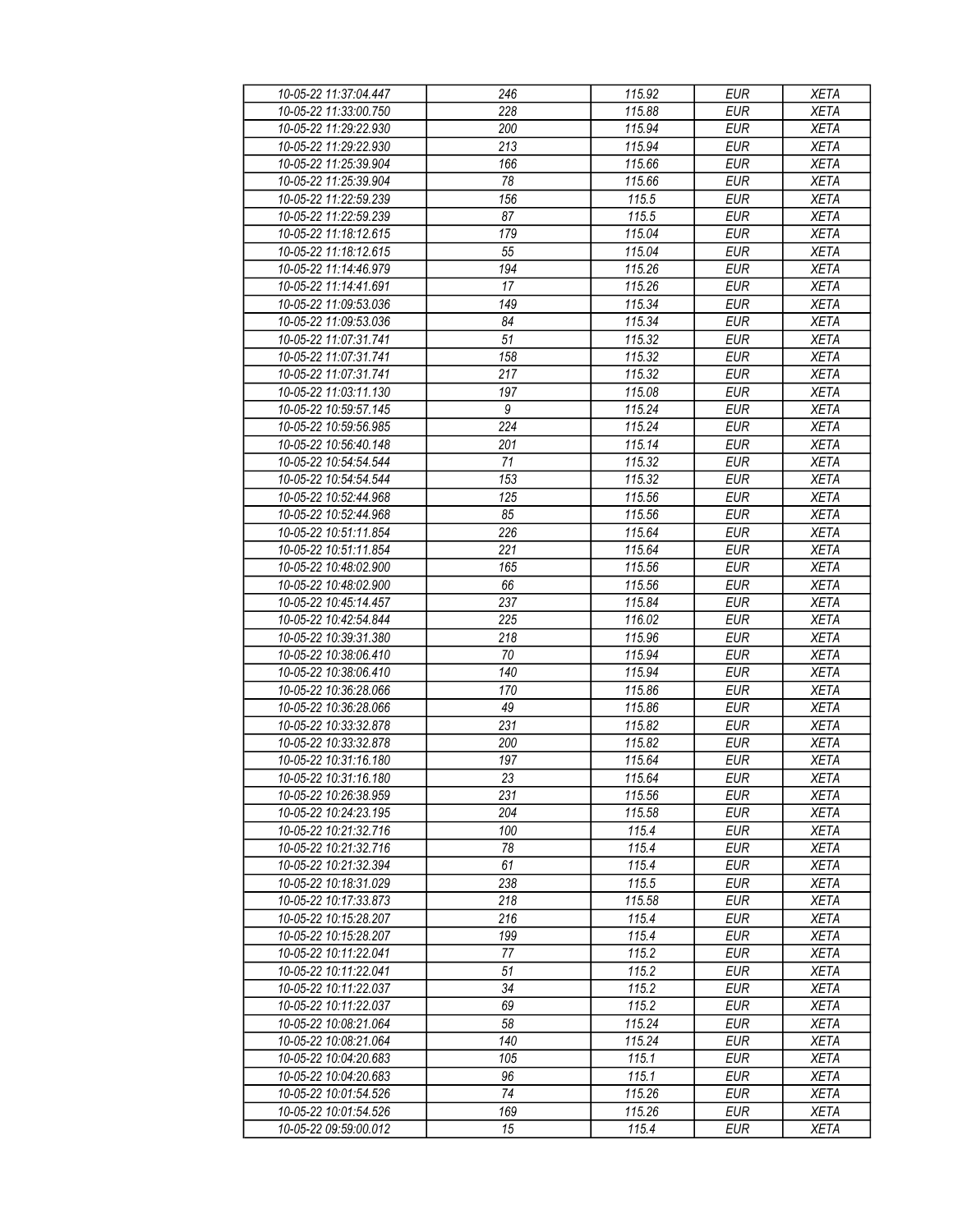| 10-05-22 11:37:04.447 | 246 | 115.92 | EUR | XETA |
|---|---|---|---|---|
| 10-05-22 11:33:00.750 | 228 | 115.88 | EUR | XETA |
| 10-05-22 11:29:22.930 | 200 | 115.94 | EUR | XETA |
| 10-05-22 11:29:22.930 | 213 | 115.94 | EUR | XETA |
| 10-05-22 11:25:39.904 | 166 | 115.66 | EUR | XETA |
| 10-05-22 11:25:39.904 | 78 | 115.66 | EUR | XETA |
| 10-05-22 11:22:59.239 | 156 | 115.5 | EUR | XETA |
| 10-05-22 11:22:59.239 | 87 | 115.5 | EUR | XETA |
| 10-05-22 11:18:12.615 | 179 | 115.04 | EUR | XETA |
| 10-05-22 11:18:12.615 | 55 | 115.04 | EUR | XETA |
| 10-05-22 11:14:46.979 | 194 | 115.26 | EUR | XETA |
| 10-05-22 11:14:41.691 | 17 | 115.26 | EUR | XETA |
| 10-05-22 11:09:53.036 | 149 | 115.34 | EUR | XETA |
| 10-05-22 11:09:53.036 | 84 | 115.34 | EUR | XETA |
| 10-05-22 11:07:31.741 | 51 | 115.32 | EUR | XETA |
| 10-05-22 11:07:31.741 | 158 | 115.32 | EUR | XETA |
| 10-05-22 11:07:31.741 | 217 | 115.32 | EUR | XETA |
| 10-05-22 11:03:11.130 | 197 | 115.08 | EUR | XETA |
| 10-05-22 10:59:57.145 | 9 | 115.24 | EUR | XETA |
| 10-05-22 10:59:56.985 | 224 | 115.24 | EUR | XETA |
| 10-05-22 10:56:40.148 | 201 | 115.14 | EUR | XETA |
| 10-05-22 10:54:54.544 | 71 | 115.32 | EUR | XETA |
| 10-05-22 10:54:54.544 | 153 | 115.32 | EUR | XETA |
| 10-05-22 10:52:44.968 | 125 | 115.56 | EUR | XETA |
| 10-05-22 10:52:44.968 | 85 | 115.56 | EUR | XETA |
| 10-05-22 10:51:11.854 | 226 | 115.64 | EUR | XETA |
| 10-05-22 10:51:11.854 | 221 | 115.64 | EUR | XETA |
| 10-05-22 10:48:02.900 | 165 | 115.56 | EUR | XETA |
| 10-05-22 10:48:02.900 | 66 | 115.56 | EUR | XETA |
| 10-05-22 10:45:14.457 | 237 | 115.84 | EUR | XETA |
| 10-05-22 10:42:54.844 | 225 | 116.02 | EUR | XETA |
| 10-05-22 10:39:31.380 | 218 | 115.96 | EUR | XETA |
| 10-05-22 10:38:06.410 | 70 | 115.94 | EUR | XETA |
| 10-05-22 10:38:06.410 | 140 | 115.94 | EUR | XETA |
| 10-05-22 10:36:28.066 | 170 | 115.86 | EUR | XETA |
| 10-05-22 10:36:28.066 | 49 | 115.86 | EUR | XETA |
| 10-05-22 10:33:32.878 | 231 | 115.82 | EUR | XETA |
| 10-05-22 10:33:32.878 | 200 | 115.82 | EUR | XETA |
| 10-05-22 10:31:16.180 | 197 | 115.64 | EUR | XETA |
| 10-05-22 10:31:16.180 | 23 | 115.64 | EUR | XETA |
| 10-05-22 10:26:38.959 | 231 | 115.56 | EUR | XETA |
| 10-05-22 10:24:23.195 | 204 | 115.58 | EUR | XETA |
| 10-05-22 10:21:32.716 | 100 | 115.4 | EUR | XETA |
| 10-05-22 10:21:32.716 | 78 | 115.4 | EUR | XETA |
| 10-05-22 10:21:32.394 | 61 | 115.4 | EUR | XETA |
| 10-05-22 10:18:31.029 | 238 | 115.5 | EUR | XETA |
| 10-05-22 10:17:33.873 | 218 | 115.58 | EUR | XETA |
| 10-05-22 10:15:28.207 | 216 | 115.4 | EUR | XETA |
| 10-05-22 10:15:28.207 | 199 | 115.4 | EUR | XETA |
| 10-05-22 10:11:22.041 | 77 | 115.2 | EUR | XETA |
| 10-05-22 10:11:22.041 | 51 | 115.2 | EUR | XETA |
| 10-05-22 10:11:22.037 | 34 | 115.2 | EUR | XETA |
| 10-05-22 10:11:22.037 | 69 | 115.2 | EUR | XETA |
| 10-05-22 10:08:21.064 | 58 | 115.24 | EUR | XETA |
| 10-05-22 10:08:21.064 | 140 | 115.24 | EUR | XETA |
| 10-05-22 10:04:20.683 | 105 | 115.1 | EUR | XETA |
| 10-05-22 10:04:20.683 | 96 | 115.1 | EUR | XETA |
| 10-05-22 10:01:54.526 | 74 | 115.26 | EUR | XETA |
| 10-05-22 10:01:54.526 | 169 | 115.26 | EUR | XETA |
| 10-05-22 09:59:00.012 | 15 | 115.4 | EUR | XETA |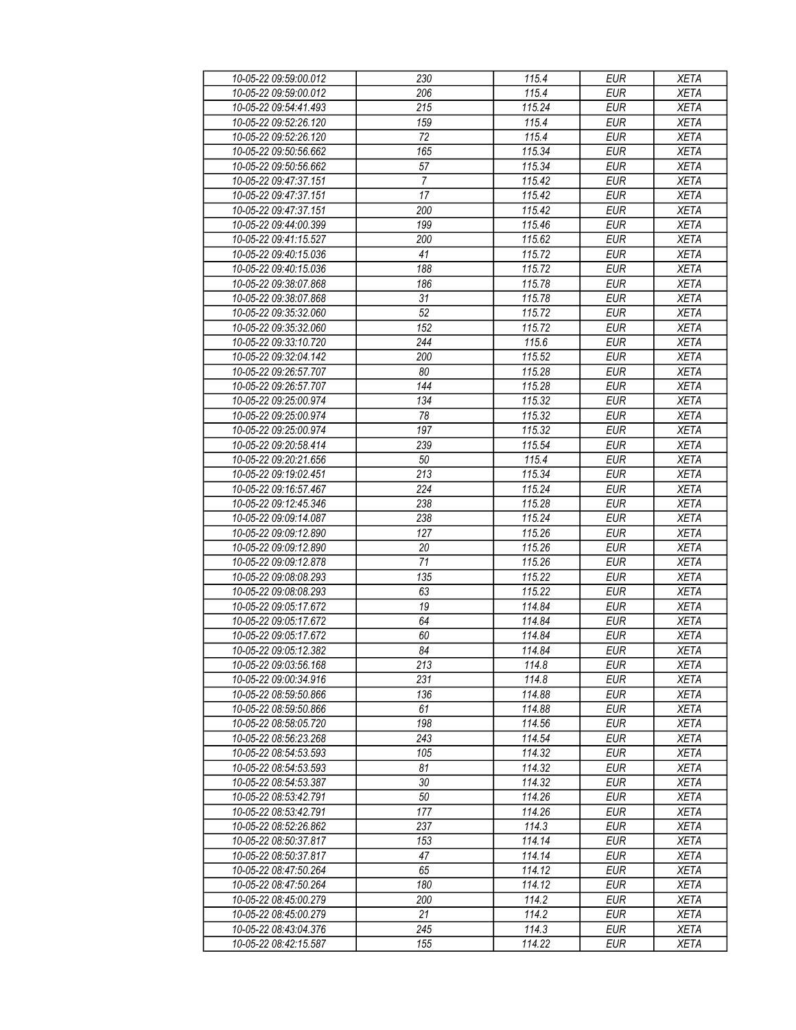| 10-05-22 09:59:00.012 | 230 | 115.4 | EUR | XETA |
|---|---|---|---|---|
| 10-05-22 09:59:00.012 | 206 | 115.4 | EUR | XETA |
| 10-05-22 09:54:41.493 | 215 | 115.24 | EUR | XETA |
| 10-05-22 09:52:26.120 | 159 | 115.4 | EUR | XETA |
| 10-05-22 09:52:26.120 | 72 | 115.4 | EUR | XETA |
| 10-05-22 09:50:56.662 | 165 | 115.34 | EUR | XETA |
| 10-05-22 09:50:56.662 | 57 | 115.34 | EUR | XETA |
| 10-05-22 09:47:37.151 | 7 | 115.42 | EUR | XETA |
| 10-05-22 09:47:37.151 | 17 | 115.42 | EUR | XETA |
| 10-05-22 09:47:37.151 | 200 | 115.42 | EUR | XETA |
| 10-05-22 09:44:00.399 | 199 | 115.46 | EUR | XETA |
| 10-05-22 09:41:15.527 | 200 | 115.62 | EUR | XETA |
| 10-05-22 09:40:15.036 | 41 | 115.72 | EUR | XETA |
| 10-05-22 09:40:15.036 | 188 | 115.72 | EUR | XETA |
| 10-05-22 09:38:07.868 | 186 | 115.78 | EUR | XETA |
| 10-05-22 09:38:07.868 | 31 | 115.78 | EUR | XETA |
| 10-05-22 09:35:32.060 | 52 | 115.72 | EUR | XETA |
| 10-05-22 09:35:32.060 | 152 | 115.72 | EUR | XETA |
| 10-05-22 09:33:10.720 | 244 | 115.6 | EUR | XETA |
| 10-05-22 09:32:04.142 | 200 | 115.52 | EUR | XETA |
| 10-05-22 09:26:57.707 | 80 | 115.28 | EUR | XETA |
| 10-05-22 09:26:57.707 | 144 | 115.28 | EUR | XETA |
| 10-05-22 09:25:00.974 | 134 | 115.32 | EUR | XETA |
| 10-05-22 09:25:00.974 | 78 | 115.32 | EUR | XETA |
| 10-05-22 09:25:00.974 | 197 | 115.32 | EUR | XETA |
| 10-05-22 09:20:58.414 | 239 | 115.54 | EUR | XETA |
| 10-05-22 09:20:21.656 | 50 | 115.4 | EUR | XETA |
| 10-05-22 09:19:02.451 | 213 | 115.34 | EUR | XETA |
| 10-05-22 09:16:57.467 | 224 | 115.24 | EUR | XETA |
| 10-05-22 09:12:45.346 | 238 | 115.28 | EUR | XETA |
| 10-05-22 09:09:14.087 | 238 | 115.24 | EUR | XETA |
| 10-05-22 09:09:12.890 | 127 | 115.26 | EUR | XETA |
| 10-05-22 09:09:12.890 | 20 | 115.26 | EUR | XETA |
| 10-05-22 09:09:12.878 | 71 | 115.26 | EUR | XETA |
| 10-05-22 09:08:08.293 | 135 | 115.22 | EUR | XETA |
| 10-05-22 09:08:08.293 | 63 | 115.22 | EUR | XETA |
| 10-05-22 09:05:17.672 | 19 | 114.84 | EUR | XETA |
| 10-05-22 09:05:17.672 | 64 | 114.84 | EUR | XETA |
| 10-05-22 09:05:17.672 | 60 | 114.84 | EUR | XETA |
| 10-05-22 09:05:12.382 | 84 | 114.84 | EUR | XETA |
| 10-05-22 09:03:56.168 | 213 | 114.8 | EUR | XETA |
| 10-05-22 09:00:34.916 | 231 | 114.8 | EUR | XETA |
| 10-05-22 08:59:50.866 | 136 | 114.88 | EUR | XETA |
| 10-05-22 08:59:50.866 | 61 | 114.88 | EUR | XETA |
| 10-05-22 08:58:05.720 | 198 | 114.56 | EUR | XETA |
| 10-05-22 08:56:23.268 | 243 | 114.54 | EUR | XETA |
| 10-05-22 08:54:53.593 | 105 | 114.32 | EUR | XETA |
| 10-05-22 08:54:53.593 | 81 | 114.32 | EUR | XETA |
| 10-05-22 08:54:53.387 | 30 | 114.32 | EUR | XETA |
| 10-05-22 08:53:42.791 | 50 | 114.26 | EUR | XETA |
| 10-05-22 08:53:42.791 | 177 | 114.26 | EUR | XETA |
| 10-05-22 08:52:26.862 | 237 | 114.3 | EUR | XETA |
| 10-05-22 08:50:37.817 | 153 | 114.14 | EUR | XETA |
| 10-05-22 08:50:37.817 | 47 | 114.14 | EUR | XETA |
| 10-05-22 08:47:50.264 | 65 | 114.12 | EUR | XETA |
| 10-05-22 08:47:50.264 | 180 | 114.12 | EUR | XETA |
| 10-05-22 08:45:00.279 | 200 | 114.2 | EUR | XETA |
| 10-05-22 08:45:00.279 | 21 | 114.2 | EUR | XETA |
| 10-05-22 08:43:04.376 | 245 | 114.3 | EUR | XETA |
| 10-05-22 08:42:15.587 | 155 | 114.22 | EUR | XETA |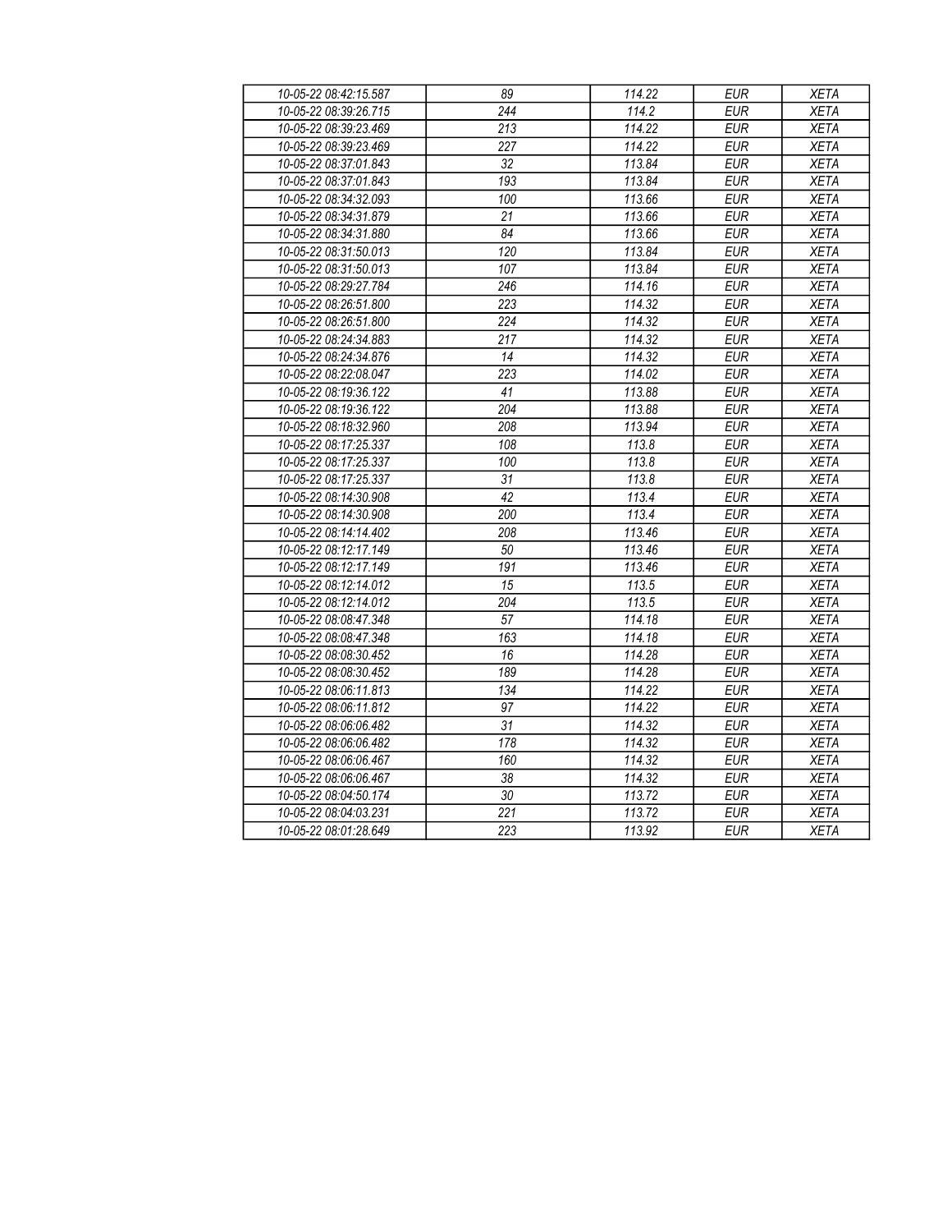| 10-05-22 08:42:15.587 | 89 | 114.22 | EUR | XETA |
|---|---|---|---|---|
| 10-05-22 08:39:26.715 | 244 | 114.2 | EUR | XETA |
| 10-05-22 08:39:23.469 | 213 | 114.22 | EUR | XETA |
| 10-05-22 08:39:23.469 | 227 | 114.22 | EUR | XETA |
| 10-05-22 08:37:01.843 | 32 | 113.84 | EUR | XETA |
| 10-05-22 08:37:01.843 | 193 | 113.84 | EUR | XETA |
| 10-05-22 08:34:32.093 | 100 | 113.66 | EUR | XETA |
| 10-05-22 08:34:31.879 | 21 | 113.66 | EUR | XETA |
| 10-05-22 08:34:31.880 | 84 | 113.66 | EUR | XETA |
| 10-05-22 08:31:50.013 | 120 | 113.84 | EUR | XETA |
| 10-05-22 08:31:50.013 | 107 | 113.84 | EUR | XETA |
| 10-05-22 08:29:27.784 | 246 | 114.16 | EUR | XETA |
| 10-05-22 08:26:51.800 | 223 | 114.32 | EUR | XETA |
| 10-05-22 08:26:51.800 | 224 | 114.32 | EUR | XETA |
| 10-05-22 08:24:34.883 | 217 | 114.32 | EUR | XETA |
| 10-05-22 08:24:34.876 | 14 | 114.32 | EUR | XETA |
| 10-05-22 08:22:08.047 | 223 | 114.02 | EUR | XETA |
| 10-05-22 08:19:36.122 | 41 | 113.88 | EUR | XETA |
| 10-05-22 08:19:36.122 | 204 | 113.88 | EUR | XETA |
| 10-05-22 08:18:32.960 | 208 | 113.94 | EUR | XETA |
| 10-05-22 08:17:25.337 | 108 | 113.8 | EUR | XETA |
| 10-05-22 08:17:25.337 | 100 | 113.8 | EUR | XETA |
| 10-05-22 08:17:25.337 | 31 | 113.8 | EUR | XETA |
| 10-05-22 08:14:30.908 | 42 | 113.4 | EUR | XETA |
| 10-05-22 08:14:30.908 | 200 | 113.4 | EUR | XETA |
| 10-05-22 08:14:14.402 | 208 | 113.46 | EUR | XETA |
| 10-05-22 08:12:17.149 | 50 | 113.46 | EUR | XETA |
| 10-05-22 08:12:17.149 | 191 | 113.46 | EUR | XETA |
| 10-05-22 08:12:14.012 | 15 | 113.5 | EUR | XETA |
| 10-05-22 08:12:14.012 | 204 | 113.5 | EUR | XETA |
| 10-05-22 08:08:47.348 | 57 | 114.18 | EUR | XETA |
| 10-05-22 08:08:47.348 | 163 | 114.18 | EUR | XETA |
| 10-05-22 08:08:30.452 | 16 | 114.28 | EUR | XETA |
| 10-05-22 08:08:30.452 | 189 | 114.28 | EUR | XETA |
| 10-05-22 08:06:11.813 | 134 | 114.22 | EUR | XETA |
| 10-05-22 08:06:11.812 | 97 | 114.22 | EUR | XETA |
| 10-05-22 08:06:06.482 | 31 | 114.32 | EUR | XETA |
| 10-05-22 08:06:06.482 | 178 | 114.32 | EUR | XETA |
| 10-05-22 08:06:06.467 | 160 | 114.32 | EUR | XETA |
| 10-05-22 08:06:06.467 | 38 | 114.32 | EUR | XETA |
| 10-05-22 08:04:50.174 | 30 | 113.72 | EUR | XETA |
| 10-05-22 08:04:03.231 | 221 | 113.72 | EUR | XETA |
| 10-05-22 08:01:28.649 | 223 | 113.92 | EUR | XETA |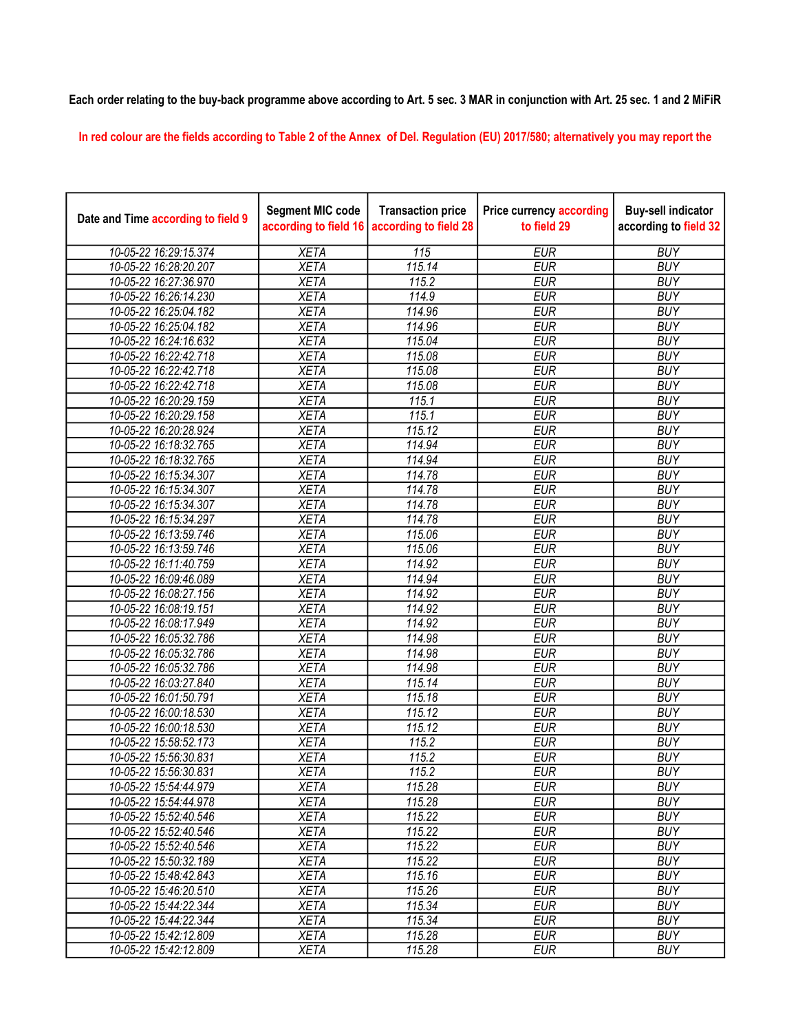Each order relating to the buy-back programme above according to Art. 5 sec. 3 MAR in conjunction with Art. 25 sec. 1 and 2 MiFiR

In red colour are the fields according to Table 2 of the Annex of Del. Regulation (EU) 2017/580; alternatively you may report the

| Date and Time according to field 9 | Segment MIC code according to field 16 | Transaction price according to field 28 | Price currency according to field 29 | Buy-sell indicator according to field 32 |
|---|---|---|---|---|
| 10-05-22 16:29:15.374 | XETA | 115 | EUR | BUY |
| 10-05-22 16:28:20.207 | XETA | 115.14 | EUR | BUY |
| 10-05-22 16:27:36.970 | XETA | 115.2 | EUR | BUY |
| 10-05-22 16:26:14.230 | XETA | 114.9 | EUR | BUY |
| 10-05-22 16:25:04.182 | XETA | 114.96 | EUR | BUY |
| 10-05-22 16:25:04.182 | XETA | 114.96 | EUR | BUY |
| 10-05-22 16:24:16.632 | XETA | 115.04 | EUR | BUY |
| 10-05-22 16:22:42.718 | XETA | 115.08 | EUR | BUY |
| 10-05-22 16:22:42.718 | XETA | 115.08 | EUR | BUY |
| 10-05-22 16:22:42.718 | XETA | 115.08 | EUR | BUY |
| 10-05-22 16:20:29.159 | XETA | 115.1 | EUR | BUY |
| 10-05-22 16:20:29.158 | XETA | 115.1 | EUR | BUY |
| 10-05-22 16:20:28.924 | XETA | 115.12 | EUR | BUY |
| 10-05-22 16:18:32.765 | XETA | 114.94 | EUR | BUY |
| 10-05-22 16:18:32.765 | XETA | 114.94 | EUR | BUY |
| 10-05-22 16:15:34.307 | XETA | 114.78 | EUR | BUY |
| 10-05-22 16:15:34.307 | XETA | 114.78 | EUR | BUY |
| 10-05-22 16:15:34.307 | XETA | 114.78 | EUR | BUY |
| 10-05-22 16:15:34.297 | XETA | 114.78 | EUR | BUY |
| 10-05-22 16:13:59.746 | XETA | 115.06 | EUR | BUY |
| 10-05-22 16:13:59.746 | XETA | 115.06 | EUR | BUY |
| 10-05-22 16:11:40.759 | XETA | 114.92 | EUR | BUY |
| 10-05-22 16:09:46.089 | XETA | 114.94 | EUR | BUY |
| 10-05-22 16:08:27.156 | XETA | 114.92 | EUR | BUY |
| 10-05-22 16:08:19.151 | XETA | 114.92 | EUR | BUY |
| 10-05-22 16:08:17.949 | XETA | 114.92 | EUR | BUY |
| 10-05-22 16:05:32.786 | XETA | 114.98 | EUR | BUY |
| 10-05-22 16:05:32.786 | XETA | 114.98 | EUR | BUY |
| 10-05-22 16:05:32.786 | XETA | 114.98 | EUR | BUY |
| 10-05-22 16:03:27.840 | XETA | 115.14 | EUR | BUY |
| 10-05-22 16:01:50.791 | XETA | 115.18 | EUR | BUY |
| 10-05-22 16:00:18.530 | XETA | 115.12 | EUR | BUY |
| 10-05-22 16:00:18.530 | XETA | 115.12 | EUR | BUY |
| 10-05-22 15:58:52.173 | XETA | 115.2 | EUR | BUY |
| 10-05-22 15:56:30.831 | XETA | 115.2 | EUR | BUY |
| 10-05-22 15:56:30.831 | XETA | 115.2 | EUR | BUY |
| 10-05-22 15:54:44.979 | XETA | 115.28 | EUR | BUY |
| 10-05-22 15:54:44.978 | XETA | 115.28 | EUR | BUY |
| 10-05-22 15:52:40.546 | XETA | 115.22 | EUR | BUY |
| 10-05-22 15:52:40.546 | XETA | 115.22 | EUR | BUY |
| 10-05-22 15:52:40.546 | XETA | 115.22 | EUR | BUY |
| 10-05-22 15:50:32.189 | XETA | 115.22 | EUR | BUY |
| 10-05-22 15:48:42.843 | XETA | 115.16 | EUR | BUY |
| 10-05-22 15:46:20.510 | XETA | 115.26 | EUR | BUY |
| 10-05-22 15:44:22.344 | XETA | 115.34 | EUR | BUY |
| 10-05-22 15:44:22.344 | XETA | 115.34 | EUR | BUY |
| 10-05-22 15:42:12.809 | XETA | 115.28 | EUR | BUY |
| 10-05-22 15:42:12.809 | XETA | 115.28 | EUR | BUY |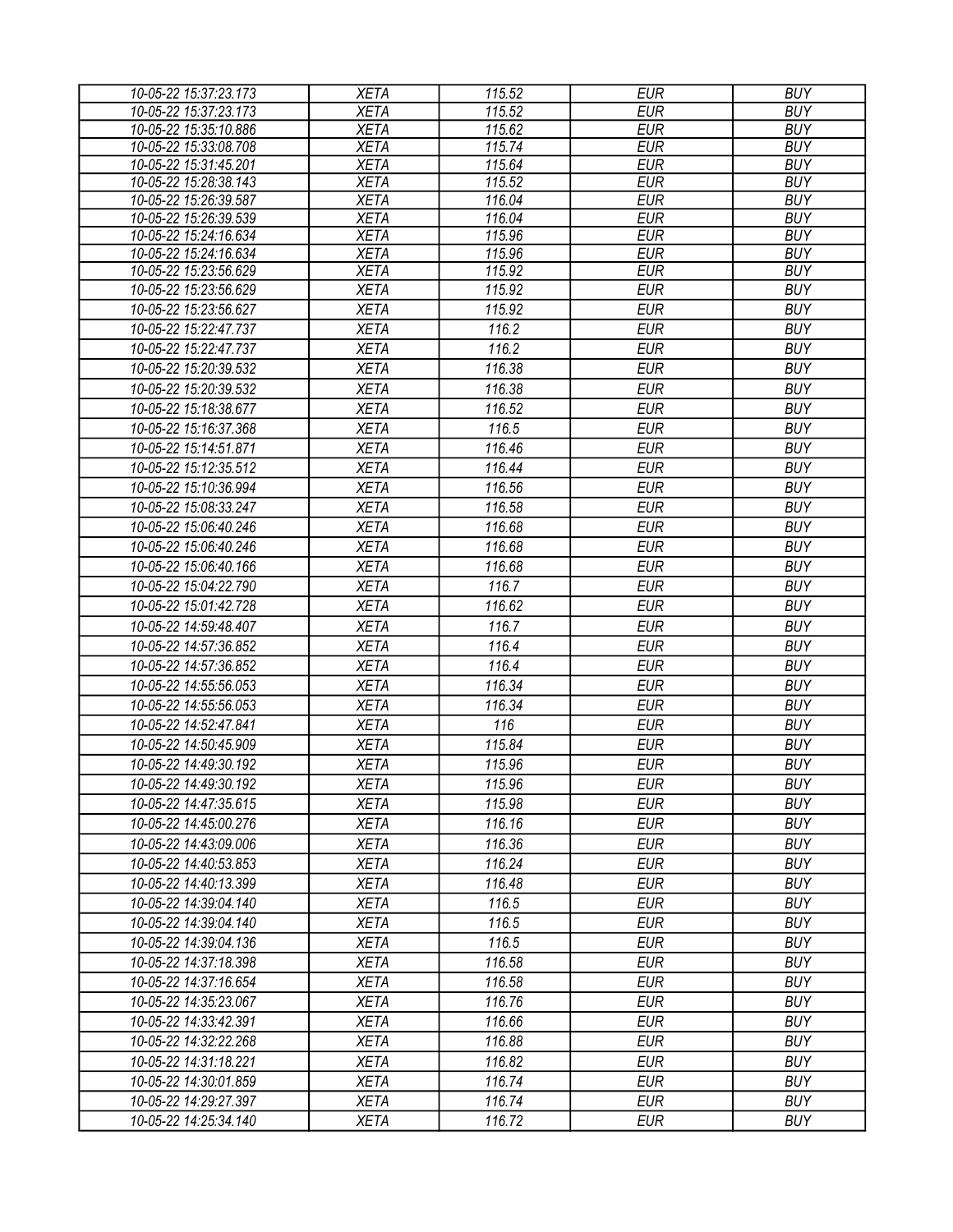| 10-05-22 15:37:23.173 | XETA | 115.52 | EUR | BUY |
|---|---|---|---|---|
| 10-05-22 15:37:23.173 | XETA | 115.52 | EUR | BUY |
| 10-05-22 15:35:10.886 | XETA | 115.62 | EUR | BUY |
| 10-05-22 15:33:08.708 | XETA | 115.74 | EUR | BUY |
| 10-05-22 15:31:45.201 | XETA | 115.64 | EUR | BUY |
| 10-05-22 15:28:38.143 | XETA | 115.52 | EUR | BUY |
| 10-05-22 15:26:39.587 | XETA | 116.04 | EUR | BUY |
| 10-05-22 15:26:39.539 | XETA | 116.04 | EUR | BUY |
| 10-05-22 15:24:16.634 | XETA | 115.96 | EUR | BUY |
| 10-05-22 15:24:16.634 | XETA | 115.96 | EUR | BUY |
| 10-05-22 15:23:56.629 | XETA | 115.92 | EUR | BUY |
| 10-05-22 15:23:56.629 | XETA | 115.92 | EUR | BUY |
| 10-05-22 15:23:56.627 | XETA | 115.92 | EUR | BUY |
| 10-05-22 15:22:47.737 | XETA | 116.2 | EUR | BUY |
| 10-05-22 15:22:47.737 | XETA | 116.2 | EUR | BUY |
| 10-05-22 15:20:39.532 | XETA | 116.38 | EUR | BUY |
| 10-05-22 15:20:39.532 | XETA | 116.38 | EUR | BUY |
| 10-05-22 15:18:38.677 | XETA | 116.52 | EUR | BUY |
| 10-05-22 15:16:37.368 | XETA | 116.5 | EUR | BUY |
| 10-05-22 15:14:51.871 | XETA | 116.46 | EUR | BUY |
| 10-05-22 15:12:35.512 | XETA | 116.44 | EUR | BUY |
| 10-05-22 15:10:36.994 | XETA | 116.56 | EUR | BUY |
| 10-05-22 15:08:33.247 | XETA | 116.58 | EUR | BUY |
| 10-05-22 15:06:40.246 | XETA | 116.68 | EUR | BUY |
| 10-05-22 15:06:40.246 | XETA | 116.68 | EUR | BUY |
| 10-05-22 15:06:40.166 | XETA | 116.68 | EUR | BUY |
| 10-05-22 15:04:22.790 | XETA | 116.7 | EUR | BUY |
| 10-05-22 15:01:42.728 | XETA | 116.62 | EUR | BUY |
| 10-05-22 14:59:48.407 | XETA | 116.7 | EUR | BUY |
| 10-05-22 14:57:36.852 | XETA | 116.4 | EUR | BUY |
| 10-05-22 14:57:36.852 | XETA | 116.4 | EUR | BUY |
| 10-05-22 14:55:56.053 | XETA | 116.34 | EUR | BUY |
| 10-05-22 14:55:56.053 | XETA | 116.34 | EUR | BUY |
| 10-05-22 14:52:47.841 | XETA | 116 | EUR | BUY |
| 10-05-22 14:50:45.909 | XETA | 115.84 | EUR | BUY |
| 10-05-22 14:49:30.192 | XETA | 115.96 | EUR | BUY |
| 10-05-22 14:49:30.192 | XETA | 115.96 | EUR | BUY |
| 10-05-22 14:47:35.615 | XETA | 115.98 | EUR | BUY |
| 10-05-22 14:45:00.276 | XETA | 116.16 | EUR | BUY |
| 10-05-22 14:43:09.006 | XETA | 116.36 | EUR | BUY |
| 10-05-22 14:40:53.853 | XETA | 116.24 | EUR | BUY |
| 10-05-22 14:40:13.399 | XETA | 116.48 | EUR | BUY |
| 10-05-22 14:39:04.140 | XETA | 116.5 | EUR | BUY |
| 10-05-22 14:39:04.140 | XETA | 116.5 | EUR | BUY |
| 10-05-22 14:39:04.136 | XETA | 116.5 | EUR | BUY |
| 10-05-22 14:37:18.398 | XETA | 116.58 | EUR | BUY |
| 10-05-22 14:37:16.654 | XETA | 116.58 | EUR | BUY |
| 10-05-22 14:35:23.067 | XETA | 116.76 | EUR | BUY |
| 10-05-22 14:33:42.391 | XETA | 116.66 | EUR | BUY |
| 10-05-22 14:32:22.268 | XETA | 116.88 | EUR | BUY |
| 10-05-22 14:31:18.221 | XETA | 116.82 | EUR | BUY |
| 10-05-22 14:30:01.859 | XETA | 116.74 | EUR | BUY |
| 10-05-22 14:29:27.397 | XETA | 116.74 | EUR | BUY |
| 10-05-22 14:25:34.140 | XETA | 116.72 | EUR | BUY |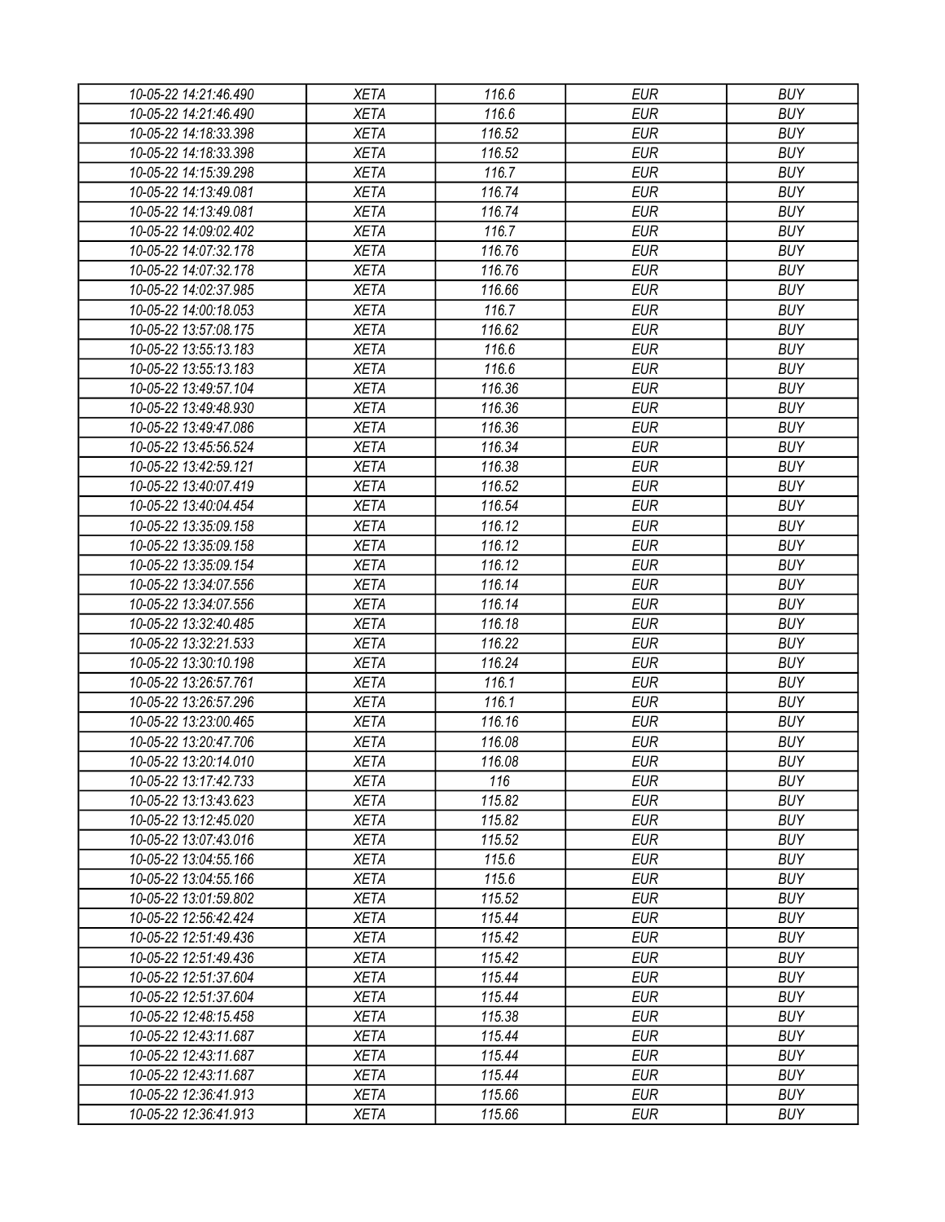| 10-05-22 14:21:46.490 | XETA | 116.6 | EUR | BUY |
|---|---|---|---|---|
| 10-05-22 14:21:46.490 | XETA | 116.6 | EUR | BUY |
| 10-05-22 14:18:33.398 | XETA | 116.52 | EUR | BUY |
| 10-05-22 14:18:33.398 | XETA | 116.52 | EUR | BUY |
| 10-05-22 14:15:39.298 | XETA | 116.7 | EUR | BUY |
| 10-05-22 14:13:49.081 | XETA | 116.74 | EUR | BUY |
| 10-05-22 14:13:49.081 | XETA | 116.74 | EUR | BUY |
| 10-05-22 14:09:02.402 | XETA | 116.7 | EUR | BUY |
| 10-05-22 14:07:32.178 | XETA | 116.76 | EUR | BUY |
| 10-05-22 14:07:32.178 | XETA | 116.76 | EUR | BUY |
| 10-05-22 14:02:37.985 | XETA | 116.66 | EUR | BUY |
| 10-05-22 14:00:18.053 | XETA | 116.7 | EUR | BUY |
| 10-05-22 13:57:08.175 | XETA | 116.62 | EUR | BUY |
| 10-05-22 13:55:13.183 | XETA | 116.6 | EUR | BUY |
| 10-05-22 13:55:13.183 | XETA | 116.6 | EUR | BUY |
| 10-05-22 13:49:57.104 | XETA | 116.36 | EUR | BUY |
| 10-05-22 13:49:48.930 | XETA | 116.36 | EUR | BUY |
| 10-05-22 13:49:47.086 | XETA | 116.36 | EUR | BUY |
| 10-05-22 13:45:56.524 | XETA | 116.34 | EUR | BUY |
| 10-05-22 13:42:59.121 | XETA | 116.38 | EUR | BUY |
| 10-05-22 13:40:07.419 | XETA | 116.52 | EUR | BUY |
| 10-05-22 13:40:04.454 | XETA | 116.54 | EUR | BUY |
| 10-05-22 13:35:09.158 | XETA | 116.12 | EUR | BUY |
| 10-05-22 13:35:09.158 | XETA | 116.12 | EUR | BUY |
| 10-05-22 13:35:09.154 | XETA | 116.12 | EUR | BUY |
| 10-05-22 13:34:07.556 | XETA | 116.14 | EUR | BUY |
| 10-05-22 13:34:07.556 | XETA | 116.14 | EUR | BUY |
| 10-05-22 13:32:40.485 | XETA | 116.18 | EUR | BUY |
| 10-05-22 13:32:21.533 | XETA | 116.22 | EUR | BUY |
| 10-05-22 13:30:10.198 | XETA | 116.24 | EUR | BUY |
| 10-05-22 13:26:57.761 | XETA | 116.1 | EUR | BUY |
| 10-05-22 13:26:57.296 | XETA | 116.1 | EUR | BUY |
| 10-05-22 13:23:00.465 | XETA | 116.16 | EUR | BUY |
| 10-05-22 13:20:47.706 | XETA | 116.08 | EUR | BUY |
| 10-05-22 13:20:14.010 | XETA | 116.08 | EUR | BUY |
| 10-05-22 13:17:42.733 | XETA | 116 | EUR | BUY |
| 10-05-22 13:13:43.623 | XETA | 115.82 | EUR | BUY |
| 10-05-22 13:12:45.020 | XETA | 115.82 | EUR | BUY |
| 10-05-22 13:07:43.016 | XETA | 115.52 | EUR | BUY |
| 10-05-22 13:04:55.166 | XETA | 115.6 | EUR | BUY |
| 10-05-22 13:04:55.166 | XETA | 115.6 | EUR | BUY |
| 10-05-22 13:01:59.802 | XETA | 115.52 | EUR | BUY |
| 10-05-22 12:56:42.424 | XETA | 115.44 | EUR | BUY |
| 10-05-22 12:51:49.436 | XETA | 115.42 | EUR | BUY |
| 10-05-22 12:51:49.436 | XETA | 115.42 | EUR | BUY |
| 10-05-22 12:51:37.604 | XETA | 115.44 | EUR | BUY |
| 10-05-22 12:51:37.604 | XETA | 115.44 | EUR | BUY |
| 10-05-22 12:48:15.458 | XETA | 115.38 | EUR | BUY |
| 10-05-22 12:43:11.687 | XETA | 115.44 | EUR | BUY |
| 10-05-22 12:43:11.687 | XETA | 115.44 | EUR | BUY |
| 10-05-22 12:43:11.687 | XETA | 115.44 | EUR | BUY |
| 10-05-22 12:36:41.913 | XETA | 115.66 | EUR | BUY |
| 10-05-22 12:36:41.913 | XETA | 115.66 | EUR | BUY |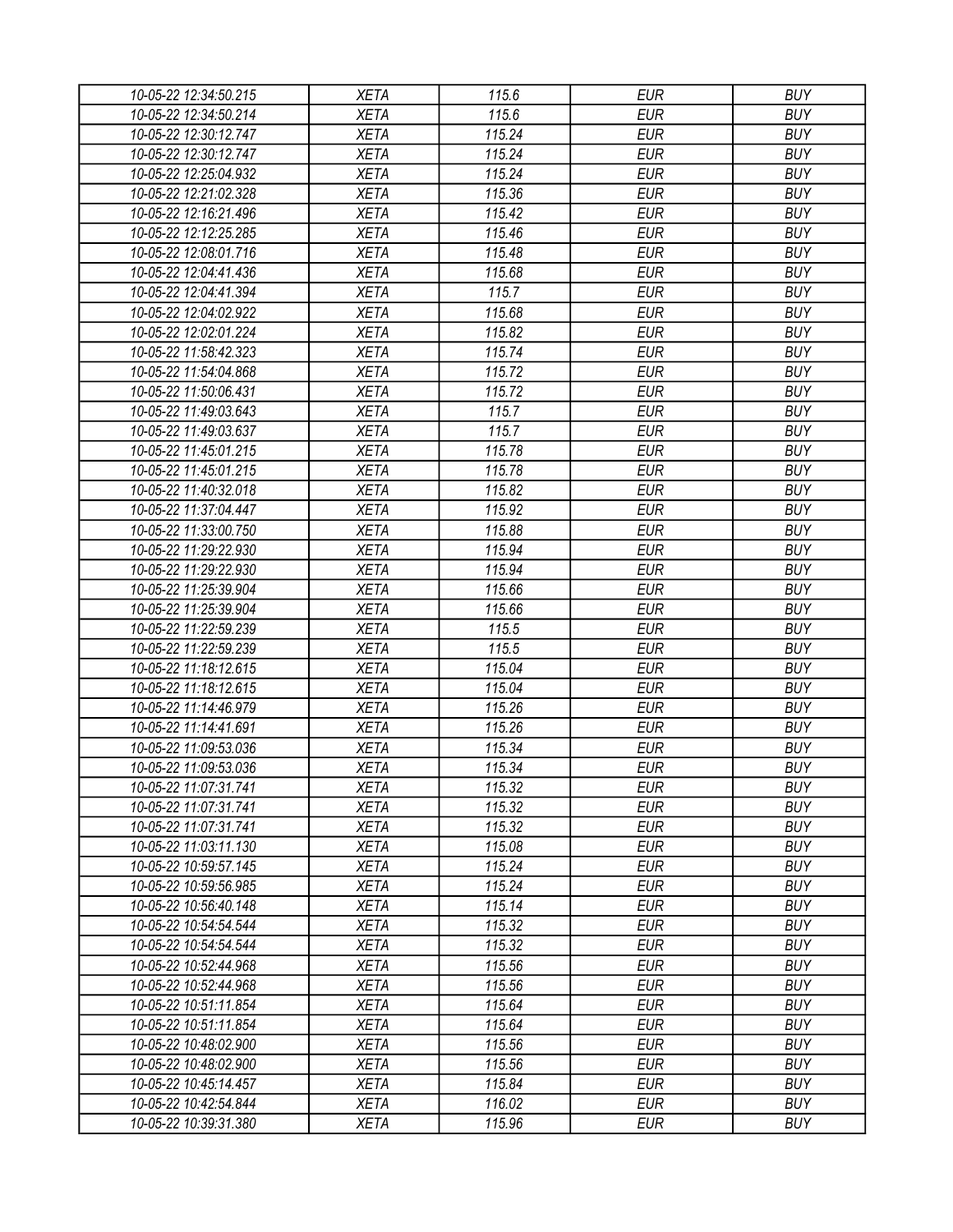| 10-05-22 12:34:50.215 | XETA | 115.6 | EUR | BUY |
|---|---|---|---|---|
| 10-05-22 12:34:50.214 | XETA | 115.6 | EUR | BUY |
| 10-05-22 12:30:12.747 | XETA | 115.24 | EUR | BUY |
| 10-05-22 12:30:12.747 | XETA | 115.24 | EUR | BUY |
| 10-05-22 12:25:04.932 | XETA | 115.24 | EUR | BUY |
| 10-05-22 12:21:02.328 | XETA | 115.36 | EUR | BUY |
| 10-05-22 12:16:21.496 | XETA | 115.42 | EUR | BUY |
| 10-05-22 12:12:25.285 | XETA | 115.46 | EUR | BUY |
| 10-05-22 12:08:01.716 | XETA | 115.48 | EUR | BUY |
| 10-05-22 12:04:41.436 | XETA | 115.68 | EUR | BUY |
| 10-05-22 12:04:41.394 | XETA | 115.7 | EUR | BUY |
| 10-05-22 12:04:02.922 | XETA | 115.68 | EUR | BUY |
| 10-05-22 12:02:01.224 | XETA | 115.82 | EUR | BUY |
| 10-05-22 11:58:42.323 | XETA | 115.74 | EUR | BUY |
| 10-05-22 11:54:04.868 | XETA | 115.72 | EUR | BUY |
| 10-05-22 11:50:06.431 | XETA | 115.72 | EUR | BUY |
| 10-05-22 11:49:03.643 | XETA | 115.7 | EUR | BUY |
| 10-05-22 11:49:03.637 | XETA | 115.7 | EUR | BUY |
| 10-05-22 11:45:01.215 | XETA | 115.78 | EUR | BUY |
| 10-05-22 11:45:01.215 | XETA | 115.78 | EUR | BUY |
| 10-05-22 11:40:32.018 | XETA | 115.82 | EUR | BUY |
| 10-05-22 11:37:04.447 | XETA | 115.92 | EUR | BUY |
| 10-05-22 11:33:00.750 | XETA | 115.88 | EUR | BUY |
| 10-05-22 11:29:22.930 | XETA | 115.94 | EUR | BUY |
| 10-05-22 11:29:22.930 | XETA | 115.94 | EUR | BUY |
| 10-05-22 11:25:39.904 | XETA | 115.66 | EUR | BUY |
| 10-05-22 11:25:39.904 | XETA | 115.66 | EUR | BUY |
| 10-05-22 11:22:59.239 | XETA | 115.5 | EUR | BUY |
| 10-05-22 11:22:59.239 | XETA | 115.5 | EUR | BUY |
| 10-05-22 11:18:12.615 | XETA | 115.04 | EUR | BUY |
| 10-05-22 11:18:12.615 | XETA | 115.04 | EUR | BUY |
| 10-05-22 11:14:46.979 | XETA | 115.26 | EUR | BUY |
| 10-05-22 11:14:41.691 | XETA | 115.26 | EUR | BUY |
| 10-05-22 11:09:53.036 | XETA | 115.34 | EUR | BUY |
| 10-05-22 11:09:53.036 | XETA | 115.34 | EUR | BUY |
| 10-05-22 11:07:31.741 | XETA | 115.32 | EUR | BUY |
| 10-05-22 11:07:31.741 | XETA | 115.32 | EUR | BUY |
| 10-05-22 11:07:31.741 | XETA | 115.32 | EUR | BUY |
| 10-05-22 11:03:11.130 | XETA | 115.08 | EUR | BUY |
| 10-05-22 10:59:57.145 | XETA | 115.24 | EUR | BUY |
| 10-05-22 10:59:56.985 | XETA | 115.24 | EUR | BUY |
| 10-05-22 10:56:40.148 | XETA | 115.14 | EUR | BUY |
| 10-05-22 10:54:54.544 | XETA | 115.32 | EUR | BUY |
| 10-05-22 10:54:54.544 | XETA | 115.32 | EUR | BUY |
| 10-05-22 10:52:44.968 | XETA | 115.56 | EUR | BUY |
| 10-05-22 10:52:44.968 | XETA | 115.56 | EUR | BUY |
| 10-05-22 10:51:11.854 | XETA | 115.64 | EUR | BUY |
| 10-05-22 10:51:11.854 | XETA | 115.64 | EUR | BUY |
| 10-05-22 10:48:02.900 | XETA | 115.56 | EUR | BUY |
| 10-05-22 10:48:02.900 | XETA | 115.56 | EUR | BUY |
| 10-05-22 10:45:14.457 | XETA | 115.84 | EUR | BUY |
| 10-05-22 10:42:54.844 | XETA | 116.02 | EUR | BUY |
| 10-05-22 10:39:31.380 | XETA | 115.96 | EUR | BUY |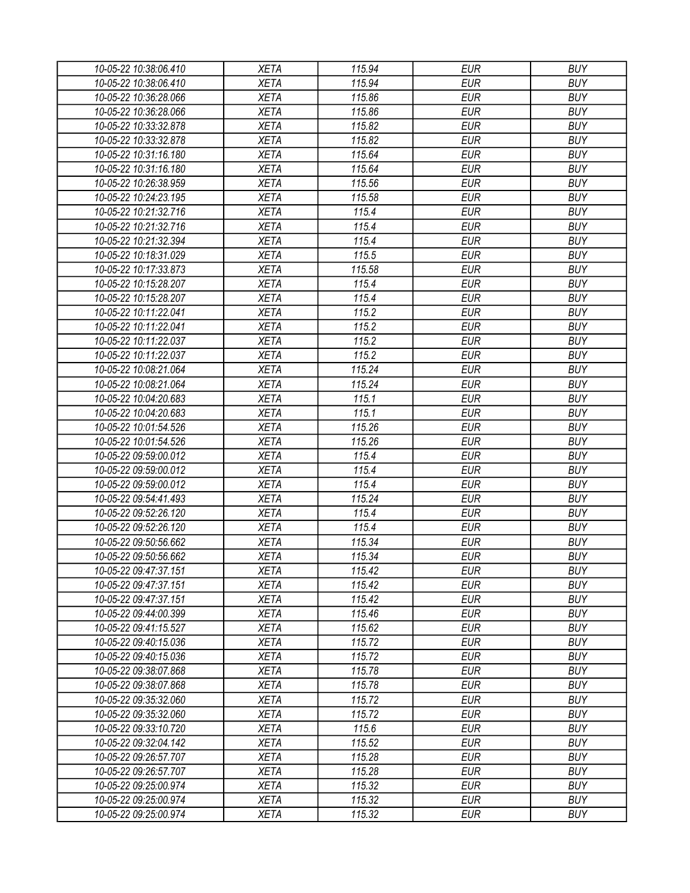| 10-05-22 10:38:06.410 | XETA | 115.94 | EUR | BUY |
|---|---|---|---|---|
| 10-05-22 10:38:06.410 | XETA | 115.94 | EUR | BUY |
| 10-05-22 10:36:28.066 | XETA | 115.86 | EUR | BUY |
| 10-05-22 10:36:28.066 | XETA | 115.86 | EUR | BUY |
| 10-05-22 10:33:32.878 | XETA | 115.82 | EUR | BUY |
| 10-05-22 10:33:32.878 | XETA | 115.82 | EUR | BUY |
| 10-05-22 10:31:16.180 | XETA | 115.64 | EUR | BUY |
| 10-05-22 10:31:16.180 | XETA | 115.64 | EUR | BUY |
| 10-05-22 10:26:38.959 | XETA | 115.56 | EUR | BUY |
| 10-05-22 10:24:23.195 | XETA | 115.58 | EUR | BUY |
| 10-05-22 10:21:32.716 | XETA | 115.4 | EUR | BUY |
| 10-05-22 10:21:32.716 | XETA | 115.4 | EUR | BUY |
| 10-05-22 10:21:32.394 | XETA | 115.4 | EUR | BUY |
| 10-05-22 10:18:31.029 | XETA | 115.5 | EUR | BUY |
| 10-05-22 10:17:33.873 | XETA | 115.58 | EUR | BUY |
| 10-05-22 10:15:28.207 | XETA | 115.4 | EUR | BUY |
| 10-05-22 10:15:28.207 | XETA | 115.4 | EUR | BUY |
| 10-05-22 10:11:22.041 | XETA | 115.2 | EUR | BUY |
| 10-05-22 10:11:22.041 | XETA | 115.2 | EUR | BUY |
| 10-05-22 10:11:22.037 | XETA | 115.2 | EUR | BUY |
| 10-05-22 10:11:22.037 | XETA | 115.2 | EUR | BUY |
| 10-05-22 10:08:21.064 | XETA | 115.24 | EUR | BUY |
| 10-05-22 10:08:21.064 | XETA | 115.24 | EUR | BUY |
| 10-05-22 10:04:20.683 | XETA | 115.1 | EUR | BUY |
| 10-05-22 10:04:20.683 | XETA | 115.1 | EUR | BUY |
| 10-05-22 10:01:54.526 | XETA | 115.26 | EUR | BUY |
| 10-05-22 10:01:54.526 | XETA | 115.26 | EUR | BUY |
| 10-05-22 09:59:00.012 | XETA | 115.4 | EUR | BUY |
| 10-05-22 09:59:00.012 | XETA | 115.4 | EUR | BUY |
| 10-05-22 09:59:00.012 | XETA | 115.4 | EUR | BUY |
| 10-05-22 09:54:41.493 | XETA | 115.24 | EUR | BUY |
| 10-05-22 09:52:26.120 | XETA | 115.4 | EUR | BUY |
| 10-05-22 09:52:26.120 | XETA | 115.4 | EUR | BUY |
| 10-05-22 09:50:56.662 | XETA | 115.34 | EUR | BUY |
| 10-05-22 09:50:56.662 | XETA | 115.34 | EUR | BUY |
| 10-05-22 09:47:37.151 | XETA | 115.42 | EUR | BUY |
| 10-05-22 09:47:37.151 | XETA | 115.42 | EUR | BUY |
| 10-05-22 09:47:37.151 | XETA | 115.42 | EUR | BUY |
| 10-05-22 09:44:00.399 | XETA | 115.46 | EUR | BUY |
| 10-05-22 09:41:15.527 | XETA | 115.62 | EUR | BUY |
| 10-05-22 09:40:15.036 | XETA | 115.72 | EUR | BUY |
| 10-05-22 09:40:15.036 | XETA | 115.72 | EUR | BUY |
| 10-05-22 09:38:07.868 | XETA | 115.78 | EUR | BUY |
| 10-05-22 09:38:07.868 | XETA | 115.78 | EUR | BUY |
| 10-05-22 09:35:32.060 | XETA | 115.72 | EUR | BUY |
| 10-05-22 09:35:32.060 | XETA | 115.72 | EUR | BUY |
| 10-05-22 09:33:10.720 | XETA | 115.6 | EUR | BUY |
| 10-05-22 09:32:04.142 | XETA | 115.52 | EUR | BUY |
| 10-05-22 09:26:57.707 | XETA | 115.28 | EUR | BUY |
| 10-05-22 09:26:57.707 | XETA | 115.28 | EUR | BUY |
| 10-05-22 09:25:00.974 | XETA | 115.32 | EUR | BUY |
| 10-05-22 09:25:00.974 | XETA | 115.32 | EUR | BUY |
| 10-05-22 09:25:00.974 | XETA | 115.32 | EUR | BUY |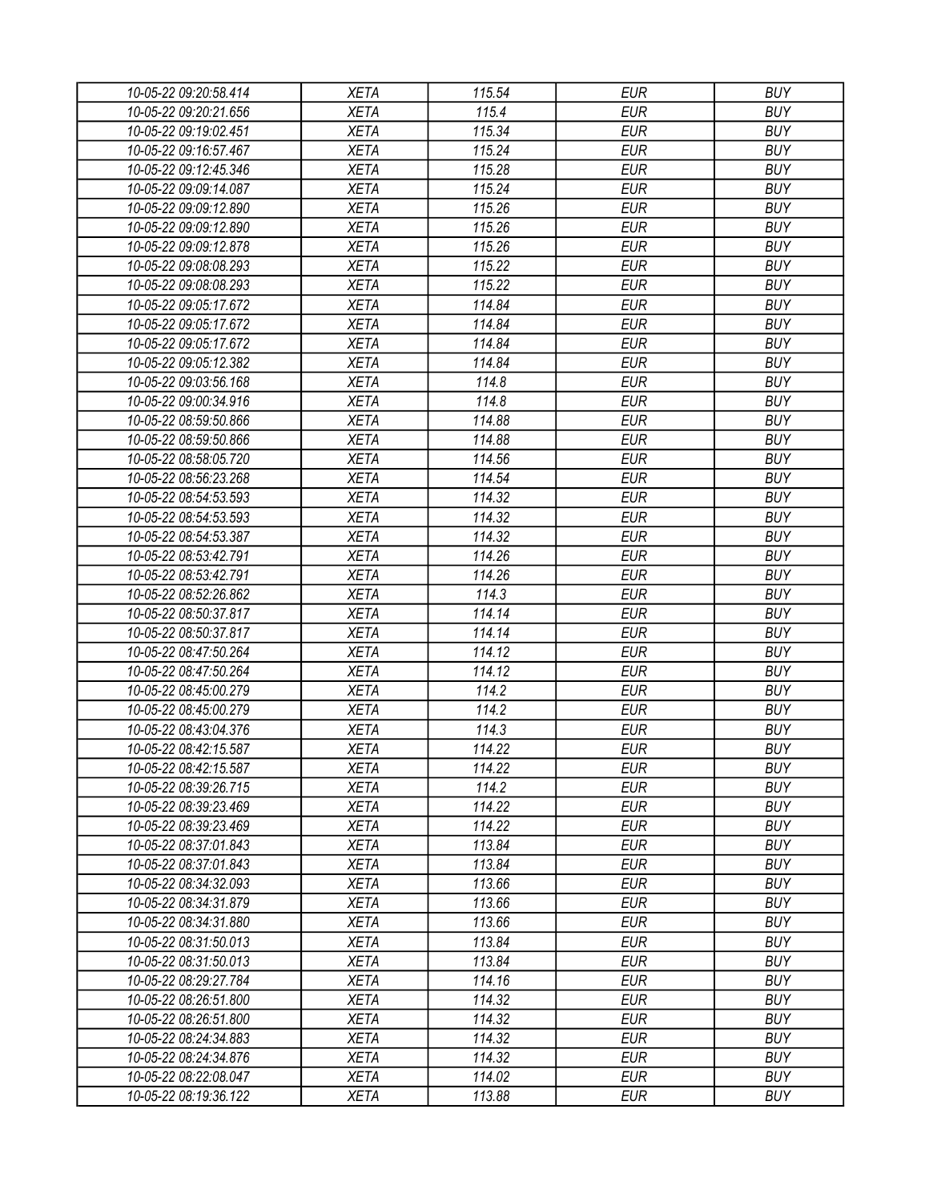| 10-05-22 09:20:58.414 | XETA | 115.54 | EUR | BUY |
|---|---|---|---|---|
| 10-05-22 09:20:21.656 | XETA | 115.4 | EUR | BUY |
| 10-05-22 09:19:02.451 | XETA | 115.34 | EUR | BUY |
| 10-05-22 09:16:57.467 | XETA | 115.24 | EUR | BUY |
| 10-05-22 09:12:45.346 | XETA | 115.28 | EUR | BUY |
| 10-05-22 09:09:14.087 | XETA | 115.24 | EUR | BUY |
| 10-05-22 09:09:12.890 | XETA | 115.26 | EUR | BUY |
| 10-05-22 09:09:12.890 | XETA | 115.26 | EUR | BUY |
| 10-05-22 09:09:12.878 | XETA | 115.26 | EUR | BUY |
| 10-05-22 09:08:08.293 | XETA | 115.22 | EUR | BUY |
| 10-05-22 09:08:08.293 | XETA | 115.22 | EUR | BUY |
| 10-05-22 09:05:17.672 | XETA | 114.84 | EUR | BUY |
| 10-05-22 09:05:17.672 | XETA | 114.84 | EUR | BUY |
| 10-05-22 09:05:17.672 | XETA | 114.84 | EUR | BUY |
| 10-05-22 09:05:12.382 | XETA | 114.84 | EUR | BUY |
| 10-05-22 09:03:56.168 | XETA | 114.8 | EUR | BUY |
| 10-05-22 09:00:34.916 | XETA | 114.8 | EUR | BUY |
| 10-05-22 08:59:50.866 | XETA | 114.88 | EUR | BUY |
| 10-05-22 08:59:50.866 | XETA | 114.88 | EUR | BUY |
| 10-05-22 08:58:05.720 | XETA | 114.56 | EUR | BUY |
| 10-05-22 08:56:23.268 | XETA | 114.54 | EUR | BUY |
| 10-05-22 08:54:53.593 | XETA | 114.32 | EUR | BUY |
| 10-05-22 08:54:53.593 | XETA | 114.32 | EUR | BUY |
| 10-05-22 08:54:53.387 | XETA | 114.32 | EUR | BUY |
| 10-05-22 08:53:42.791 | XETA | 114.26 | EUR | BUY |
| 10-05-22 08:53:42.791 | XETA | 114.26 | EUR | BUY |
| 10-05-22 08:52:26.862 | XETA | 114.3 | EUR | BUY |
| 10-05-22 08:50:37.817 | XETA | 114.14 | EUR | BUY |
| 10-05-22 08:50:37.817 | XETA | 114.14 | EUR | BUY |
| 10-05-22 08:47:50.264 | XETA | 114.12 | EUR | BUY |
| 10-05-22 08:47:50.264 | XETA | 114.12 | EUR | BUY |
| 10-05-22 08:45:00.279 | XETA | 114.2 | EUR | BUY |
| 10-05-22 08:45:00.279 | XETA | 114.2 | EUR | BUY |
| 10-05-22 08:43:04.376 | XETA | 114.3 | EUR | BUY |
| 10-05-22 08:42:15.587 | XETA | 114.22 | EUR | BUY |
| 10-05-22 08:42:15.587 | XETA | 114.22 | EUR | BUY |
| 10-05-22 08:39:26.715 | XETA | 114.2 | EUR | BUY |
| 10-05-22 08:39:23.469 | XETA | 114.22 | EUR | BUY |
| 10-05-22 08:39:23.469 | XETA | 114.22 | EUR | BUY |
| 10-05-22 08:37:01.843 | XETA | 113.84 | EUR | BUY |
| 10-05-22 08:37:01.843 | XETA | 113.84 | EUR | BUY |
| 10-05-22 08:34:32.093 | XETA | 113.66 | EUR | BUY |
| 10-05-22 08:34:31.879 | XETA | 113.66 | EUR | BUY |
| 10-05-22 08:34:31.880 | XETA | 113.66 | EUR | BUY |
| 10-05-22 08:31:50.013 | XETA | 113.84 | EUR | BUY |
| 10-05-22 08:31:50.013 | XETA | 113.84 | EUR | BUY |
| 10-05-22 08:29:27.784 | XETA | 114.16 | EUR | BUY |
| 10-05-22 08:26:51.800 | XETA | 114.32 | EUR | BUY |
| 10-05-22 08:26:51.800 | XETA | 114.32 | EUR | BUY |
| 10-05-22 08:24:34.883 | XETA | 114.32 | EUR | BUY |
| 10-05-22 08:24:34.876 | XETA | 114.32 | EUR | BUY |
| 10-05-22 08:22:08.047 | XETA | 114.02 | EUR | BUY |
| 10-05-22 08:19:36.122 | XETA | 113.88 | EUR | BUY |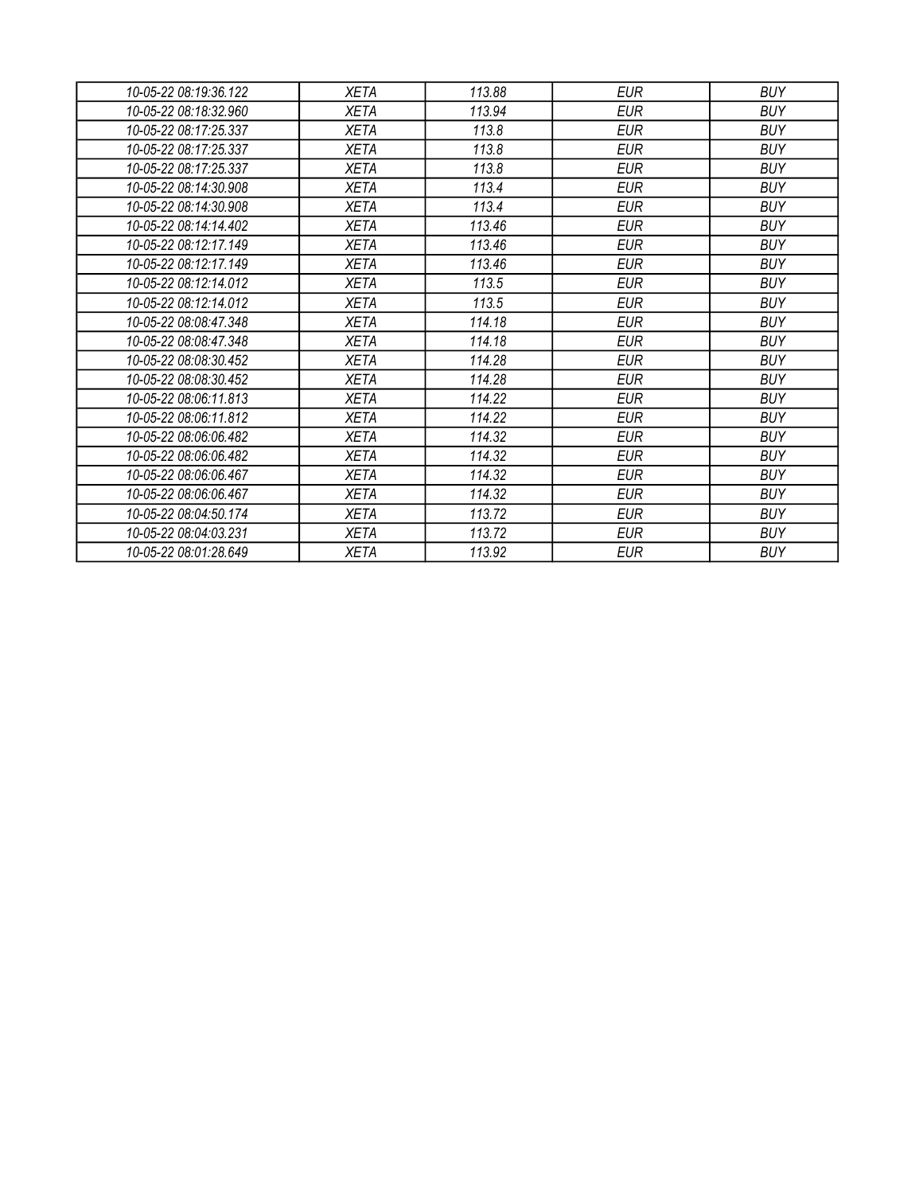| | | | | |
|---|---|---|---|---|
| *10-05-22 08:19:36.122* | *XETA* | *113.88* | *EUR* | *BUY* |
| *10-05-22 08:18:32.960* | *XETA* | *113.94* | *EUR* | *BUY* |
| *10-05-22 08:17:25.337* | *XETA* | *113.8* | *EUR* | *BUY* |
| *10-05-22 08:17:25.337* | *XETA* | *113.8* | *EUR* | *BUY* |
| *10-05-22 08:17:25.337* | *XETA* | *113.8* | *EUR* | *BUY* |
| *10-05-22 08:14:30.908* | *XETA* | *113.4* | *EUR* | *BUY* |
| *10-05-22 08:14:30.908* | *XETA* | *113.4* | *EUR* | *BUY* |
| *10-05-22 08:14:14.402* | *XETA* | *113.46* | *EUR* | *BUY* |
| *10-05-22 08:12:17.149* | *XETA* | *113.46* | *EUR* | *BUY* |
| *10-05-22 08:12:17.149* | *XETA* | *113.46* | *EUR* | *BUY* |
| *10-05-22 08:12:14.012* | *XETA* | *113.5* | *EUR* | *BUY* |
| *10-05-22 08:12:14.012* | *XETA* | *113.5* | *EUR* | *BUY* |
| *10-05-22 08:08:47.348* | *XETA* | *114.18* | *EUR* | *BUY* |
| *10-05-22 08:08:47.348* | *XETA* | *114.18* | *EUR* | *BUY* |
| *10-05-22 08:08:30.452* | *XETA* | *114.28* | *EUR* | *BUY* |
| *10-05-22 08:08:30.452* | *XETA* | *114.28* | *EUR* | *BUY* |
| *10-05-22 08:06:11.813* | *XETA* | *114.22* | *EUR* | *BUY* |
| *10-05-22 08:06:11.812* | *XETA* | *114.22* | *EUR* | *BUY* |
| *10-05-22 08:06:06.482* | *XETA* | *114.32* | *EUR* | *BUY* |
| *10-05-22 08:06:06.482* | *XETA* | *114.32* | *EUR* | *BUY* |
| *10-05-22 08:06:06.467* | *XETA* | *114.32* | *EUR* | *BUY* |
| *10-05-22 08:06:06.467* | *XETA* | *114.32* | *EUR* | *BUY* |
| *10-05-22 08:04:50.174* | *XETA* | *113.72* | *EUR* | *BUY* |
| *10-05-22 08:04:03.231* | *XETA* | *113.72* | *EUR* | *BUY* |
| *10-05-22 08:01:28.649* | *XETA* | *113.92* | *EUR* | *BUY* |